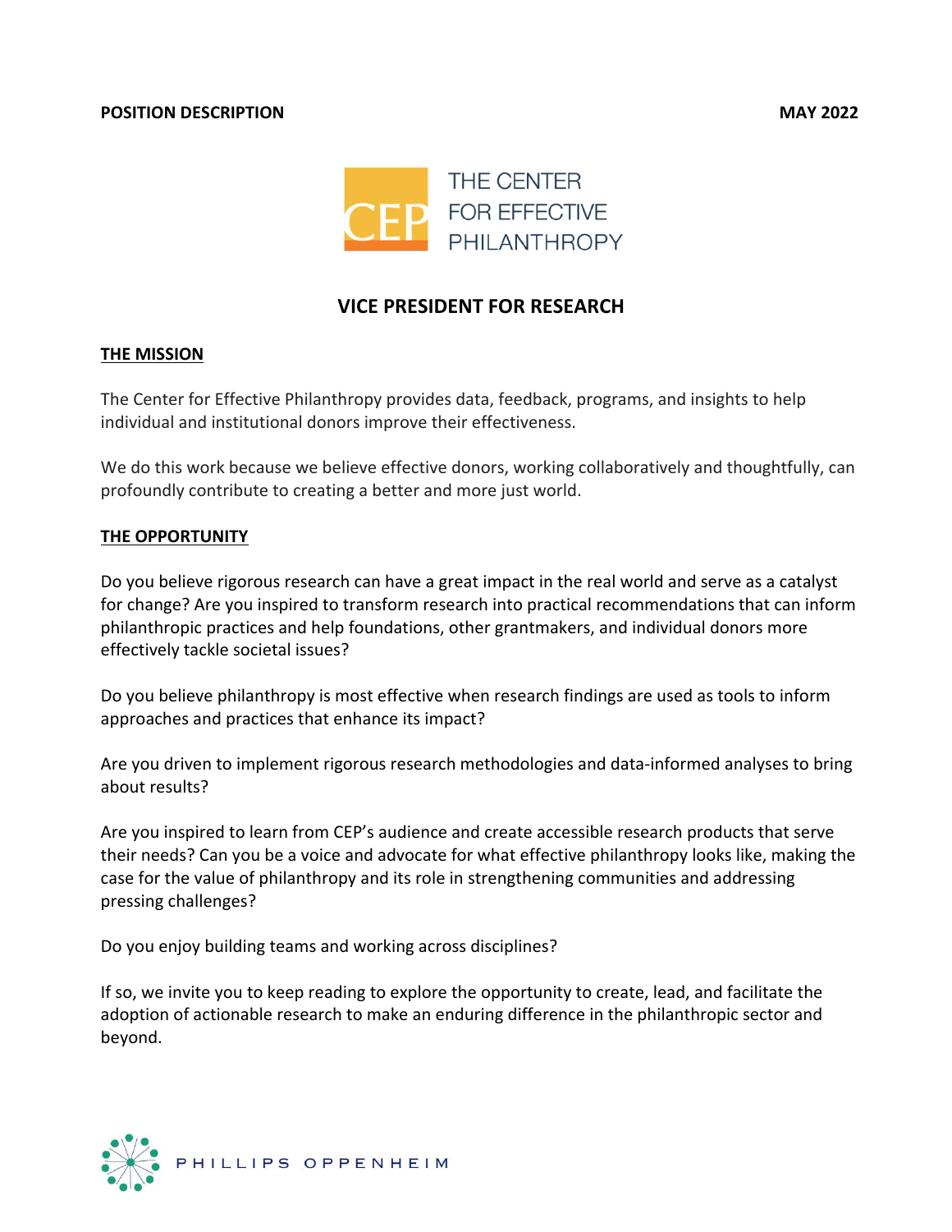**POSITION DESCRIPTION** **MAY 2022**

THE CENTER FOR EFFECTIVE PHILANTHROPY

# VICE PRESIDENT FOR RESEARCH

## THE MISSION

The Center for Effective Philanthropy provides data, feedback, programs, and insights to help individual and institutional donors improve their effectiveness.

We do this work because we believe effective donors, working collaboratively and thoughtfully, can profoundly contribute to creating a better and more just world.

## THE OPPORTUNITY

Do you believe rigorous research can have a great impact in the real world and serve as a catalyst for change? Are you inspired to transform research into practical recommendations that can inform philanthropic practices and help foundations, other grantmakers, and individual donors more effectively tackle societal issues?

Do you believe philanthropy is most effective when research findings are used as tools to inform approaches and practices that enhance its impact?

Are you driven to implement rigorous research methodologies and data-informed analyses to bring about results?

Are you inspired to learn from CEP's audience and create accessible research products that serve their needs? Can you be a voice and advocate for what effective philanthropy looks like, making the case for the value of philanthropy and its role in strengthening communities and addressing pressing challenges?

Do you enjoy building teams and working across disciplines?

If so, we invite you to keep reading to explore the opportunity to create, lead, and facilitate the adoption of actionable research to make an enduring difference in the philanthropic sector and beyond.

PHILLIPS OPPENHEIM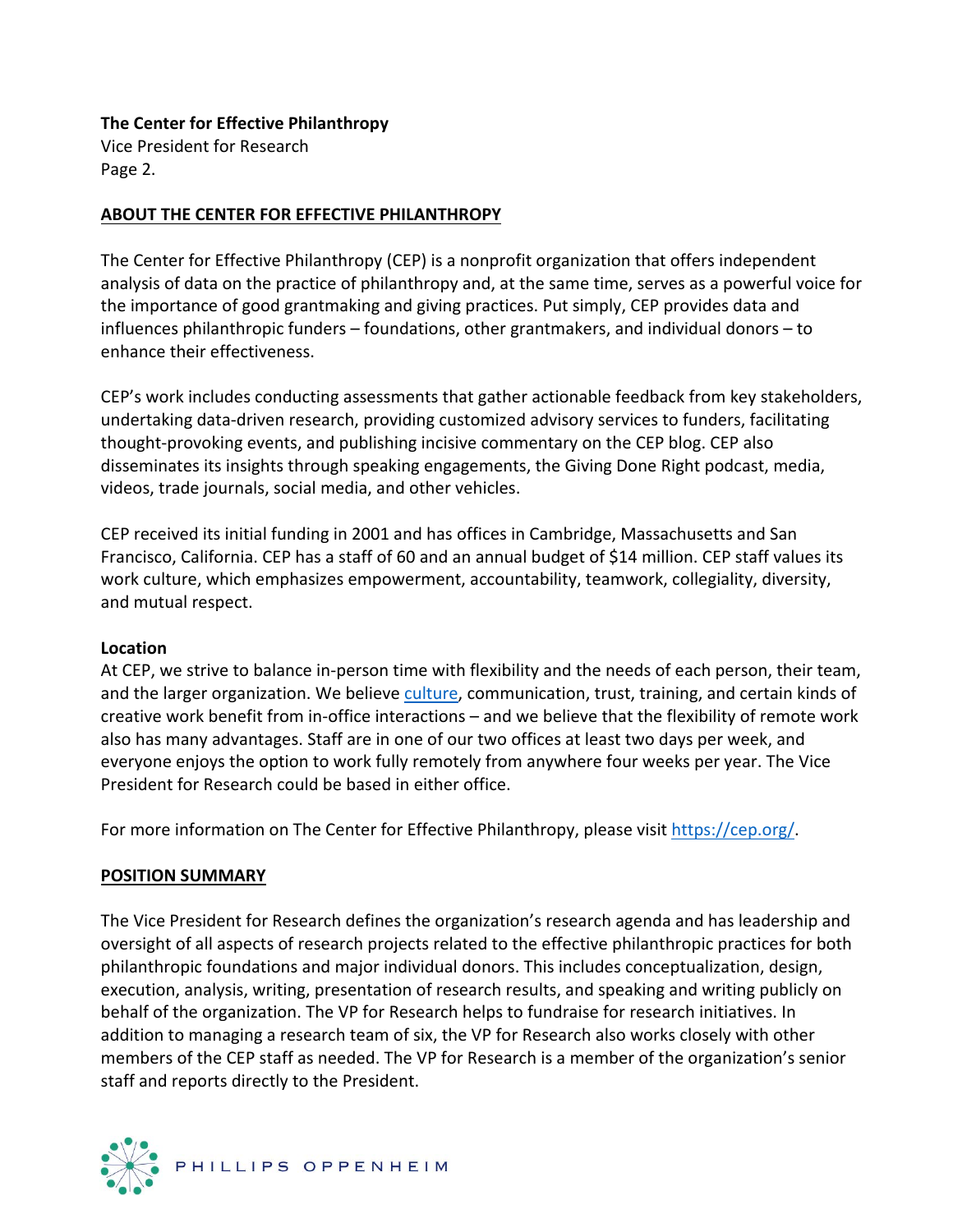## ABOUT THE CENTER FOR EFFECTIVE PHILANTHROPY

The Center for Effective Philanthropy (CEP) is a nonprofit organization that offers independent analysis of data on the practice of philanthropy and, at the same time, serves as a powerful voice for the importance of good grantmaking and giving practices. Put simply, CEP provides data and influences philanthropic funders – foundations, other grantmakers, and individual donors – to enhance their effectiveness.

CEP's work includes conducting assessments that gather actionable feedback from key stakeholders, undertaking data-driven research, providing customized advisory services to funders, facilitating thought-provoking events, and publishing incisive commentary on the CEP blog. CEP also disseminates its insights through speaking engagements, the Giving Done Right podcast, media, videos, trade journals, social media, and other vehicles.

CEP received its initial funding in 2001 and has offices in Cambridge, Massachusetts and San Francisco, California. CEP has a staff of 60 and an annual budget of $14 million. CEP staff values its work culture, which emphasizes empowerment, accountability, teamwork, collegiality, diversity, and mutual respect.

**Location**

At CEP, we strive to balance in-person time with flexibility and the needs of each person, their team, and the larger organization. We believe culture, communication, trust, training, and certain kinds of creative work benefit from in-office interactions – and we believe that the flexibility of remote work also has many advantages. Staff are in one of our two offices at least two days per week, and everyone enjoys the option to work fully remotely from anywhere four weeks per year. The Vice President for Research could be based in either office.

For more information on The Center for Effective Philanthropy, please visit https://cep.org/.

## POSITION SUMMARY

The Vice President for Research defines the organization's research agenda and has leadership and oversight of all aspects of research projects related to the effective philanthropic practices for both philanthropic foundations and major individual donors. This includes conceptualization, design, execution, analysis, writing, presentation of research results, and speaking and writing publicly on behalf of the organization. The VP for Research helps to fundraise for research initiatives. In addition to managing a research team of six, the VP for Research also works closely with other members of the CEP staff as needed. The VP for Research is a member of the organization's senior staff and reports directly to the President.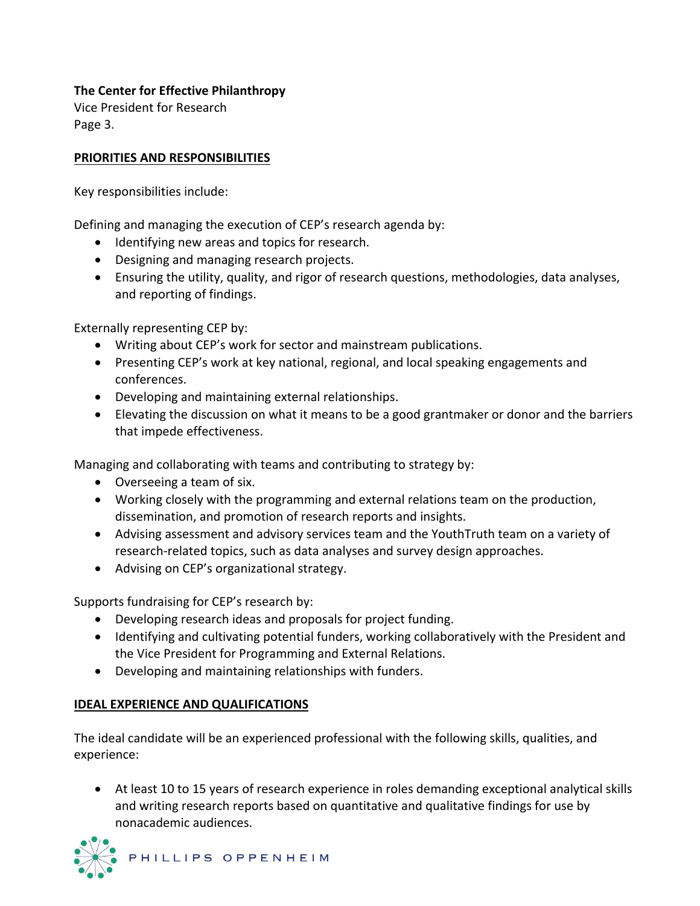## PRIORITIES AND RESPONSIBILITIES

Key responsibilities include:

Defining and managing the execution of CEP's research agenda by:

- Identifying new areas and topics for research.
- Designing and managing research projects.
- Ensuring the utility, quality, and rigor of research questions, methodologies, data analyses, and reporting of findings.

Externally representing CEP by:

- Writing about CEP's work for sector and mainstream publications.
- Presenting CEP's work at key national, regional, and local speaking engagements and conferences.
- Developing and maintaining external relationships.
- Elevating the discussion on what it means to be a good grantmaker or donor and the barriers that impede effectiveness.

Managing and collaborating with teams and contributing to strategy by:

- Overseeing a team of six.
- Working closely with the programming and external relations team on the production, dissemination, and promotion of research reports and insights.
- Advising assessment and advisory services team and the YouthTruth team on a variety of research-related topics, such as data analyses and survey design approaches.
- Advising on CEP's organizational strategy.

Supports fundraising for CEP's research by:

- Developing research ideas and proposals for project funding.
- Identifying and cultivating potential funders, working collaboratively with the President and the Vice President for Programming and External Relations.
- Developing and maintaining relationships with funders.

## IDEAL EXPERIENCE AND QUALIFICATIONS

The ideal candidate will be an experienced professional with the following skills, qualities, and experience:

- At least 10 to 15 years of research experience in roles demanding exceptional analytical skills and writing research reports based on quantitative and qualitative findings for use by nonacademic audiences.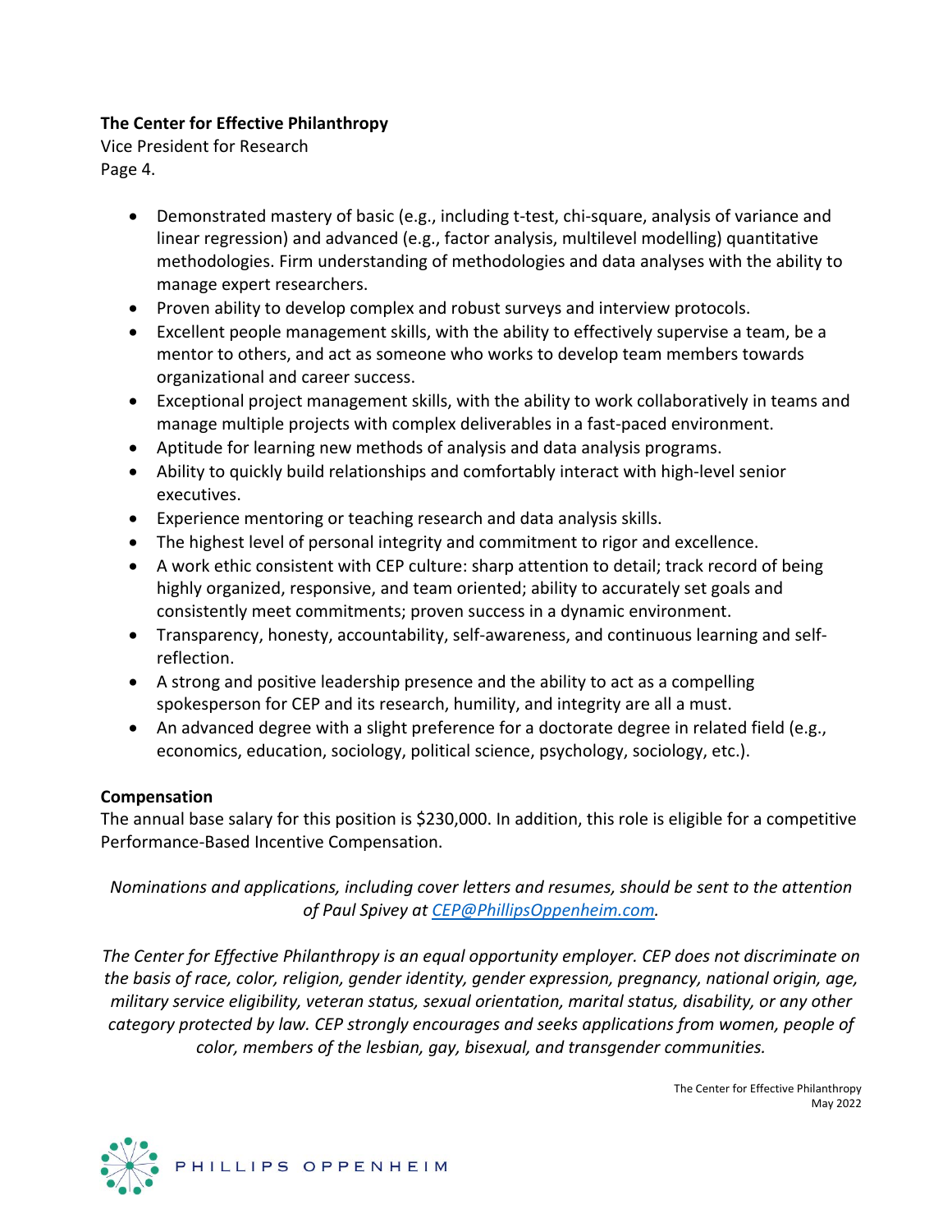- Demonstrated mastery of basic (e.g., including t-test, chi-square, analysis of variance and linear regression) and advanced (e.g., factor analysis, multilevel modelling) quantitative methodologies. Firm understanding of methodologies and data analyses with the ability to manage expert researchers.
- Proven ability to develop complex and robust surveys and interview protocols.
- Excellent people management skills, with the ability to effectively supervise a team, be a mentor to others, and act as someone who works to develop team members towards organizational and career success.
- Exceptional project management skills, with the ability to work collaboratively in teams and manage multiple projects with complex deliverables in a fast-paced environment.
- Aptitude for learning new methods of analysis and data analysis programs.
- Ability to quickly build relationships and comfortably interact with high-level senior executives.
- Experience mentoring or teaching research and data analysis skills.
- The highest level of personal integrity and commitment to rigor and excellence.
- A work ethic consistent with CEP culture: sharp attention to detail; track record of being highly organized, responsive, and team oriented; ability to accurately set goals and consistently meet commitments; proven success in a dynamic environment.
- Transparency, honesty, accountability, self-awareness, and continuous learning and self-reflection.
- A strong and positive leadership presence and the ability to act as a compelling spokesperson for CEP and its research, humility, and integrity are all a must.
- An advanced degree with a slight preference for a doctorate degree in related field (e.g., economics, education, sociology, political science, psychology, sociology, etc.).

**Compensation**

The annual base salary for this position is $230,000. In addition, this role is eligible for a competitive Performance-Based Incentive Compensation.

*Nominations and applications, including cover letters and resumes, should be sent to the attention of Paul Spivey at CEP@PhillipsOppenheim.com.*

*The Center for Effective Philanthropy is an equal opportunity employer. CEP does not discriminate on the basis of race, color, religion, gender identity, gender expression, pregnancy, national origin, age, military service eligibility, veteran status, sexual orientation, marital status, disability, or any other category protected by law. CEP strongly encourages and seeks applications from women, people of color, members of the lesbian, gay, bisexual, and transgender communities.*